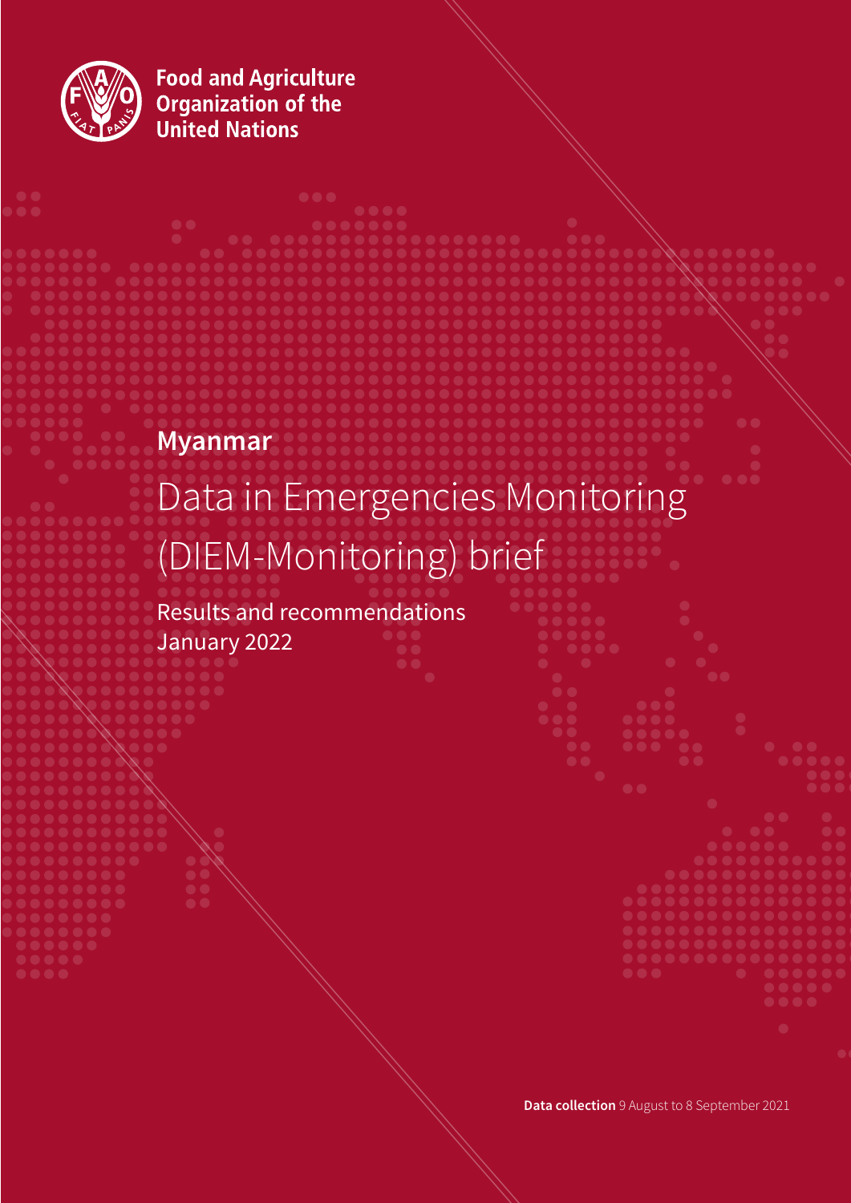Food and Agriculture Organization of the United Nations

## Myanmar

# Data in Emergencies Monitoring (DIEM-Monitoring) brief

Results and recommendations
January 2022

**Data collection** 9 August to 8 September 2021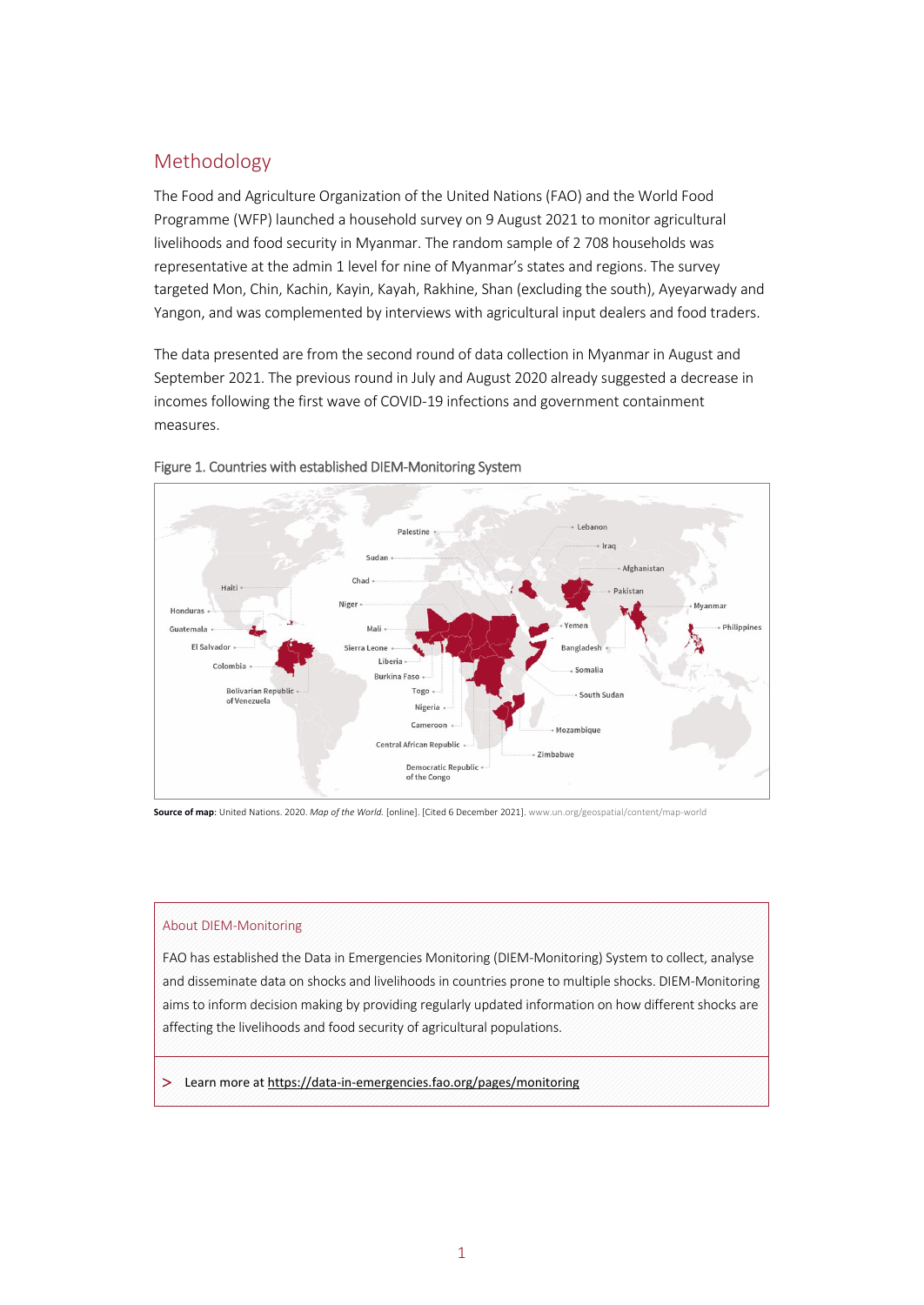## Methodology

The Food and Agriculture Organization of the United Nations (FAO) and the World Food Programme (WFP) launched a household survey on 9 August 2021 to monitor agricultural livelihoods and food security in Myanmar. The random sample of 2 708 households was representative at the admin 1 level for nine of Myanmar's states and regions. The survey targeted Mon, Chin, Kachin, Kayin, Kayah, Rakhine, Shan (excluding the south), Ayeyarwady and Yangon, and was complemented by interviews with agricultural input dealers and food traders.

The data presented are from the second round of data collection in Myanmar in August and September 2021. The previous round in July and August 2020 already suggested a decrease in incomes following the first wave of COVID-19 infections and government containment measures.

Figure 1. Countries with established DIEM-Monitoring System

**Source of map**: United Nations. 2020. *Map of the World.* [online]. [Cited 6 December 2021]. www.un.org/geospatial/content/map-world

### About DIEM-Monitoring

FAO has established the Data in Emergencies Monitoring (DIEM-Monitoring) System to collect, analyse and disseminate data on shocks and livelihoods in countries prone to multiple shocks. DIEM-Monitoring aims to inform decision making by providing regularly updated information on how different shocks are affecting the livelihoods and food security of agricultural populations.

> Learn more at https://data-in-emergencies.fao.org/pages/monitoring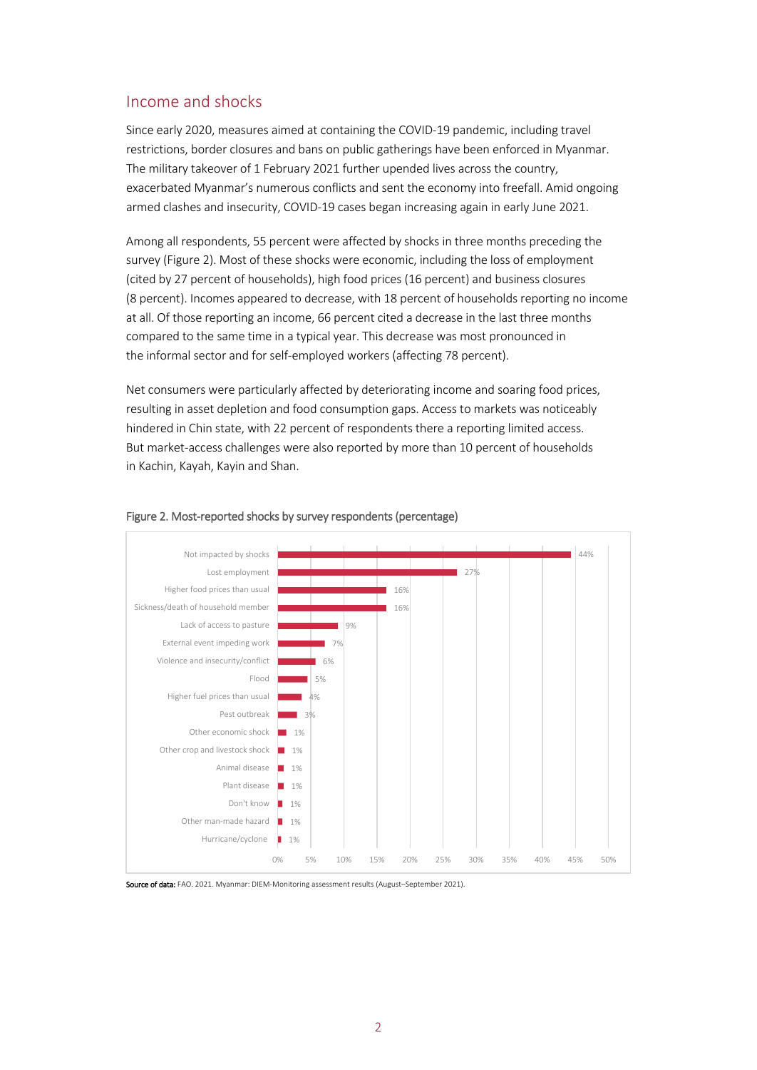## Income and shocks

Since early 2020, measures aimed at containing the COVID-19 pandemic, including travel restrictions, border closures and bans on public gatherings have been enforced in Myanmar. The military takeover of 1 February 2021 further upended lives across the country, exacerbated Myanmar's numerous conflicts and sent the economy into freefall. Amid ongoing armed clashes and insecurity, COVID-19 cases began increasing again in early June 2021.

Among all respondents, 55 percent were affected by shocks in three months preceding the survey (Figure 2). Most of these shocks were economic, including the loss of employment (cited by 27 percent of households), high food prices (16 percent) and business closures (8 percent). Incomes appeared to decrease, with 18 percent of households reporting no income at all. Of those reporting an income, 66 percent cited a decrease in the last three months compared to the same time in a typical year. This decrease was most pronounced in the informal sector and for self-employed workers (affecting 78 percent).

Net consumers were particularly affected by deteriorating income and soaring food prices, resulting in asset depletion and food consumption gaps. Access to markets was noticeably hindered in Chin state, with 22 percent of respondents there a reporting limited access. But market-access challenges were also reported by more than 10 percent of households in Kachin, Kayah, Kayin and Shan.

Figure 2. Most-reported shocks by survey respondents (percentage)

| Shock | Percentage |
|---|---|
| Not impacted by shocks | 44% |
| Lost employment | 27% |
| Higher food prices than usual | 16% |
| Sickness/death of household member | 16% |
| Lack of access to pasture | 9% |
| External event impeding work | 7% |
| Violence and insecurity/conflict | 6% |
| Flood | 5% |
| Higher fuel prices than usual | 4% |
| Pest outbreak | 3% |
| Other economic shock | 1% |
| Other crop and livestock shock | 1% |
| Animal disease | 1% |
| Plant disease | 1% |
| Don't know | 1% |
| Other man-made hazard | 1% |
| Hurricane/cyclone | 1% |

**Source of data:** FAO. 2021. Myanmar: DIEM-Monitoring assessment results (August–September 2021).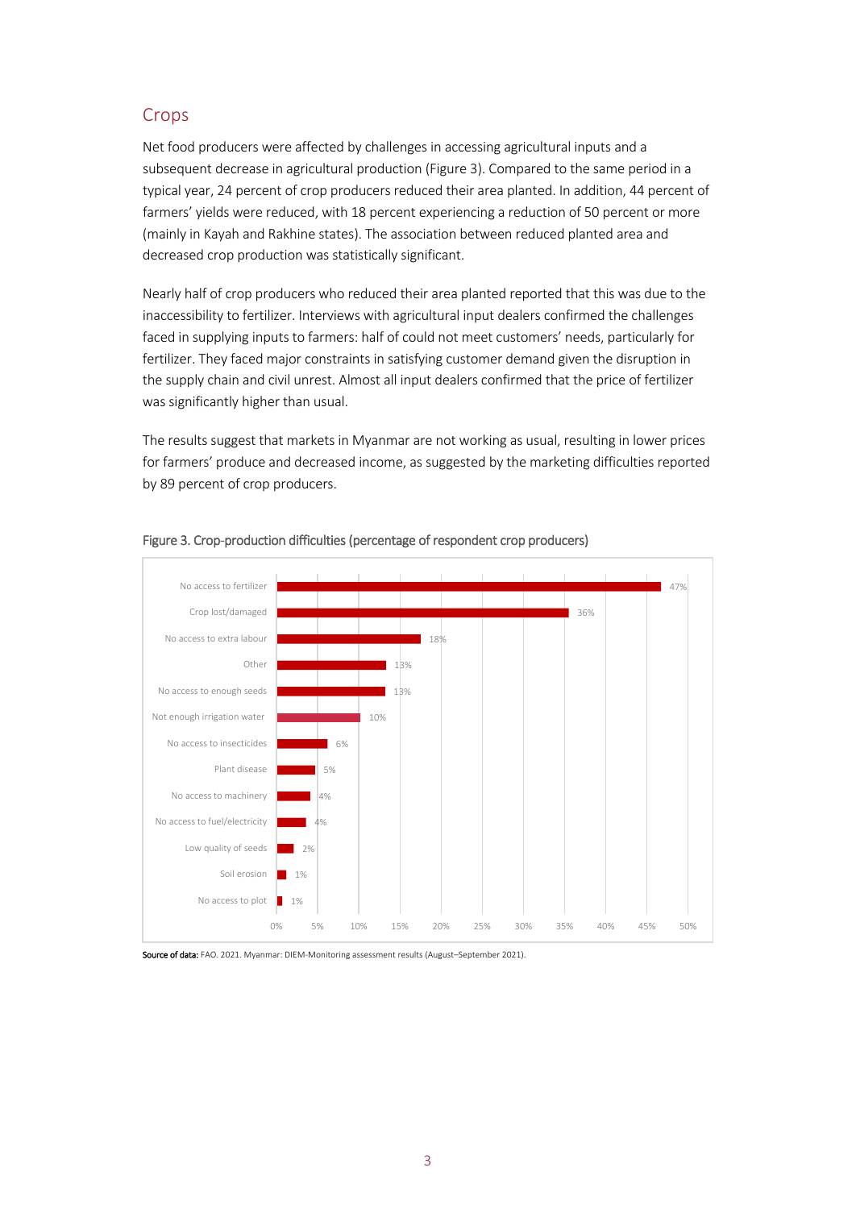## Crops

Net food producers were affected by challenges in accessing agricultural inputs and a subsequent decrease in agricultural production (Figure 3). Compared to the same period in a typical year, 24 percent of crop producers reduced their area planted. In addition, 44 percent of farmers' yields were reduced, with 18 percent experiencing a reduction of 50 percent or more (mainly in Kayah and Rakhine states). The association between reduced planted area and decreased crop production was statistically significant.

Nearly half of crop producers who reduced their area planted reported that this was due to the inaccessibility to fertilizer. Interviews with agricultural input dealers confirmed the challenges faced in supplying inputs to farmers: half of could not meet customers' needs, particularly for fertilizer. They faced major constraints in satisfying customer demand given the disruption in the supply chain and civil unrest. Almost all input dealers confirmed that the price of fertilizer was significantly higher than usual.

The results suggest that markets in Myanmar are not working as usual, resulting in lower prices for farmers' produce and decreased income, as suggested by the marketing difficulties reported by 89 percent of crop producers.

Figure 3. Crop-production difficulties (percentage of respondent crop producers)

| Difficulty | Percentage |
|---|---|
| No access to fertilizer | 47% |
| Crop lost/damaged | 36% |
| No access to extra labour | 18% |
| Other | 13% |
| No access to enough seeds | 13% |
| Not enough irrigation water | 10% |
| No access to insecticides | 6% |
| Plant disease | 5% |
| No access to machinery | 4% |
| No access to fuel/electricity | 4% |
| Low quality of seeds | 2% |
| Soil erosion | 1% |
| No access to plot | 1% |

**Source of data:** FAO. 2021. Myanmar: DIEM-Monitoring assessment results (August–September 2021).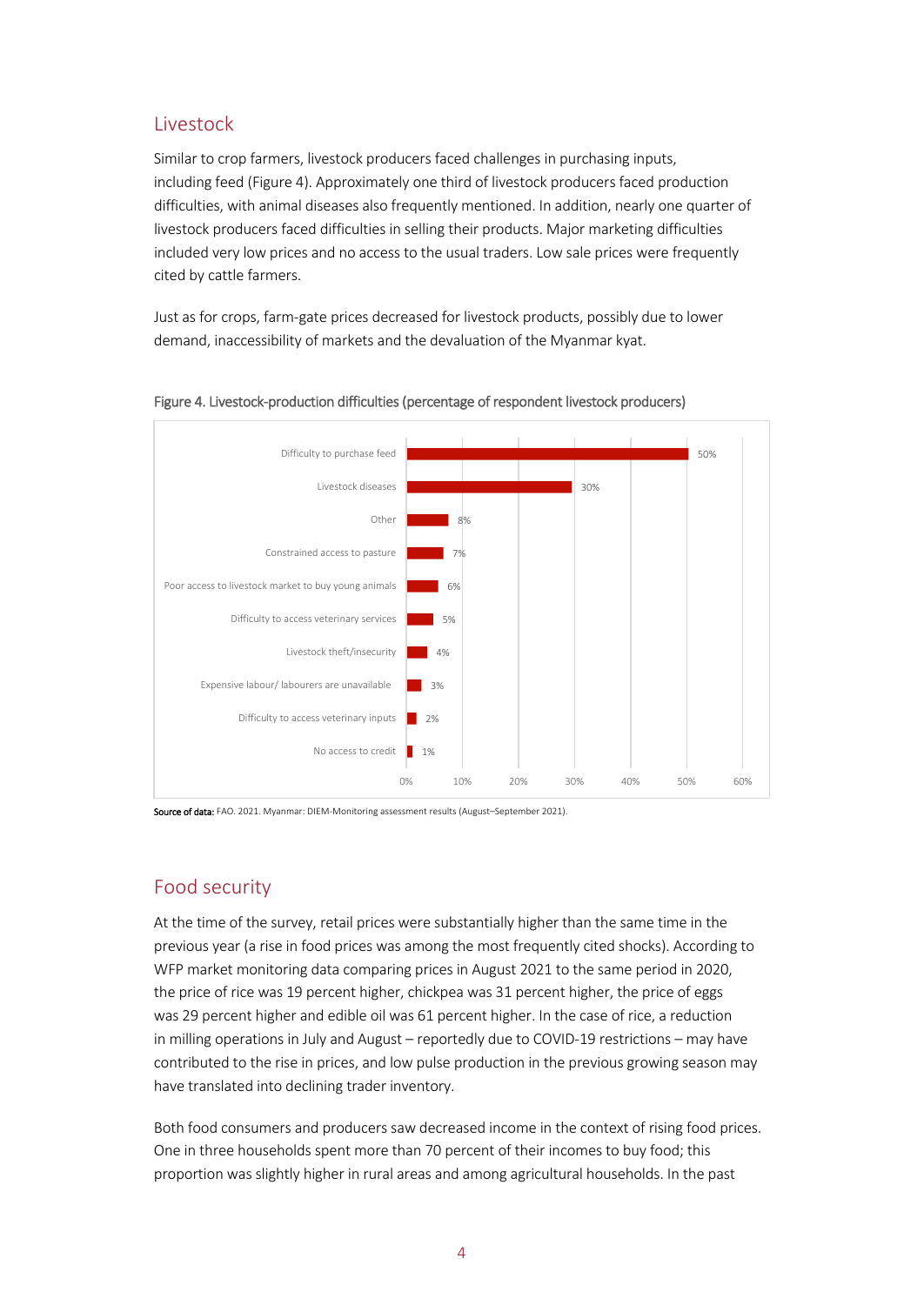## Livestock

Similar to crop farmers, livestock producers faced challenges in purchasing inputs, including feed (Figure 4). Approximately one third of livestock producers faced production difficulties, with animal diseases also frequently mentioned. In addition, nearly one quarter of livestock producers faced difficulties in selling their products. Major marketing difficulties included very low prices and no access to the usual traders. Low sale prices were frequently cited by cattle farmers.

Just as for crops, farm-gate prices decreased for livestock products, possibly due to lower demand, inaccessibility of markets and the devaluation of the Myanmar kyat.

Figure 4. Livestock-production difficulties (percentage of respondent livestock producers)

| Difficulty | Percentage |
|---|---|
| Difficulty to purchase feed | 50% |
| Livestock diseases | 30% |
| Other | 8% |
| Constrained access to pasture | 7% |
| Poor access to livestock market to buy young animals | 6% |
| Difficulty to access veterinary services | 5% |
| Livestock theft/insecurity | 4% |
| Expensive labour/ labourers are unavailable | 3% |
| Difficulty to access veterinary inputs | 2% |
| No access to credit | 1% |

**Source of data:** FAO. 2021. Myanmar: DIEM-Monitoring assessment results (August–September 2021).

## Food security

At the time of the survey, retail prices were substantially higher than the same time in the previous year (a rise in food prices was among the most frequently cited shocks). According to WFP market monitoring data comparing prices in August 2021 to the same period in 2020, the price of rice was 19 percent higher, chickpea was 31 percent higher, the price of eggs was 29 percent higher and edible oil was 61 percent higher. In the case of rice, a reduction in milling operations in July and August – reportedly due to COVID-19 restrictions – may have contributed to the rise in prices, and low pulse production in the previous growing season may have translated into declining trader inventory.

Both food consumers and producers saw decreased income in the context of rising food prices. One in three households spent more than 70 percent of their incomes to buy food; this proportion was slightly higher in rural areas and among agricultural households. In the past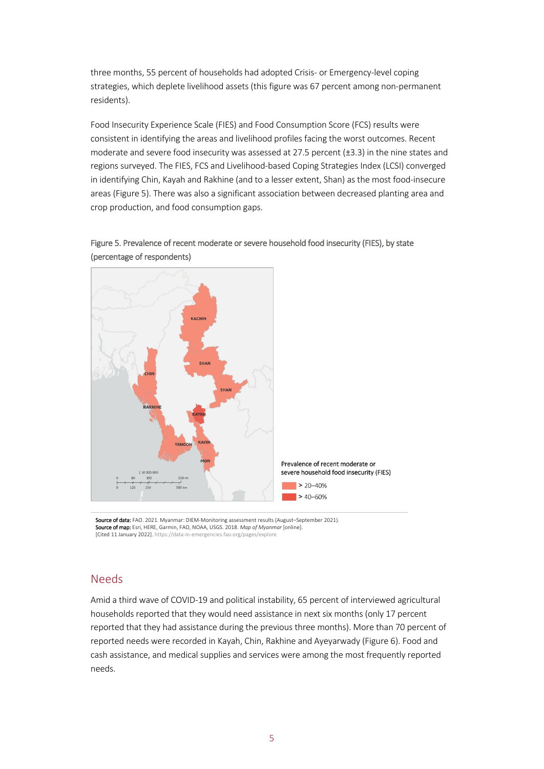three months, 55 percent of households had adopted Crisis- or Emergency-level coping strategies, which deplete livelihood assets (this figure was 67 percent among non-permanent residents).

Food Insecurity Experience Scale (FIES) and Food Consumption Score (FCS) results were consistent in identifying the areas and livelihood profiles facing the worst outcomes. Recent moderate and severe food insecurity was assessed at 27.5 percent (±3.3) in the nine states and regions surveyed. The FIES, FCS and Livelihood-based Coping Strategies Index (LCSI) converged in identifying Chin, Kayah and Rakhine (and to a lesser extent, Shan) as the most food-insecure areas (Figure 5). There was also a significant association between decreased planting area and crop production, and food consumption gaps.

Figure 5. Prevalence of recent moderate or severe household food insecurity (FIES), by state (percentage of respondents)

KACHIN

SHAN

SHAN

CHIN

RAKHINE

KAYAH

YANGON

KAYIN

MON

1:10 000 000

0 80 160 320 mi

0 125 250 500 km

Prevalence of recent moderate or severe household food insecurity (FIES)

> 20–40%

> 40–60%

**Source of data:** FAO. 2021. Myanmar: DIEM-Monitoring assessment results (August–September 2021).
**Source of map:** Esri, HERE, Garmin, FAO, NOAA, USGS. 2018. *Map of Myanmar* [online].
[Cited 11 January 2022]. https://data-in-emergencies.fao.org/pages/explore

## Needs

Amid a third wave of COVID-19 and political instability, 65 percent of interviewed agricultural households reported that they would need assistance in next six months (only 17 percent reported that they had assistance during the previous three months). More than 70 percent of reported needs were recorded in Kayah, Chin, Rakhine and Ayeyarwady (Figure 6). Food and cash assistance, and medical supplies and services were among the most frequently reported needs.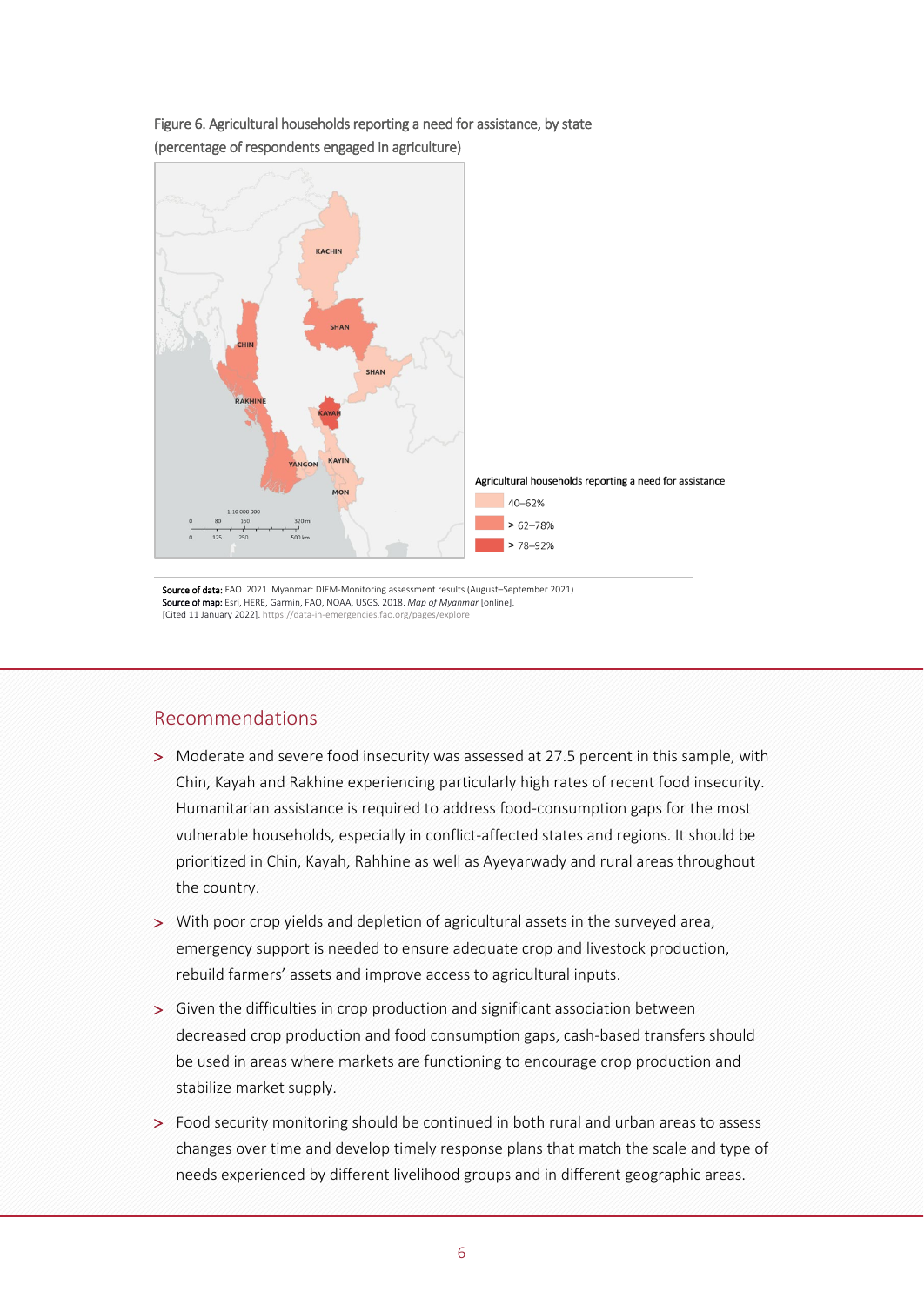Figure 6. Agricultural households reporting a need for assistance, by state (percentage of respondents engaged in agriculture)

Agricultural households reporting a need for assistance

- 40–62%
- > 62–78%
- > 78–92%

**Source of data:** FAO. 2021. Myanmar: DIEM-Monitoring assessment results (August–September 2021).
**Source of map:** Esri, HERE, Garmin, FAO, NOAA, USGS. 2018. *Map of Myanmar* [online]. [Cited 11 January 2022]. https://data-in-emergencies.fao.org/pages/explore

## Recommendations

> Moderate and severe food insecurity was assessed at 27.5 percent in this sample, with Chin, Kayah and Rakhine experiencing particularly high rates of recent food insecurity. Humanitarian assistance is required to address food-consumption gaps for the most vulnerable households, especially in conflict-affected states and regions. It should be prioritized in Chin, Kayah, Rahhine as well as Ayeyarwady and rural areas throughout the country.

> With poor crop yields and depletion of agricultural assets in the surveyed area, emergency support is needed to ensure adequate crop and livestock production, rebuild farmers' assets and improve access to agricultural inputs.

> Given the difficulties in crop production and significant association between decreased crop production and food consumption gaps, cash-based transfers should be used in areas where markets are functioning to encourage crop production and stabilize market supply.

> Food security monitoring should be continued in both rural and urban areas to assess changes over time and develop timely response plans that match the scale and type of needs experienced by different livelihood groups and in different geographic areas.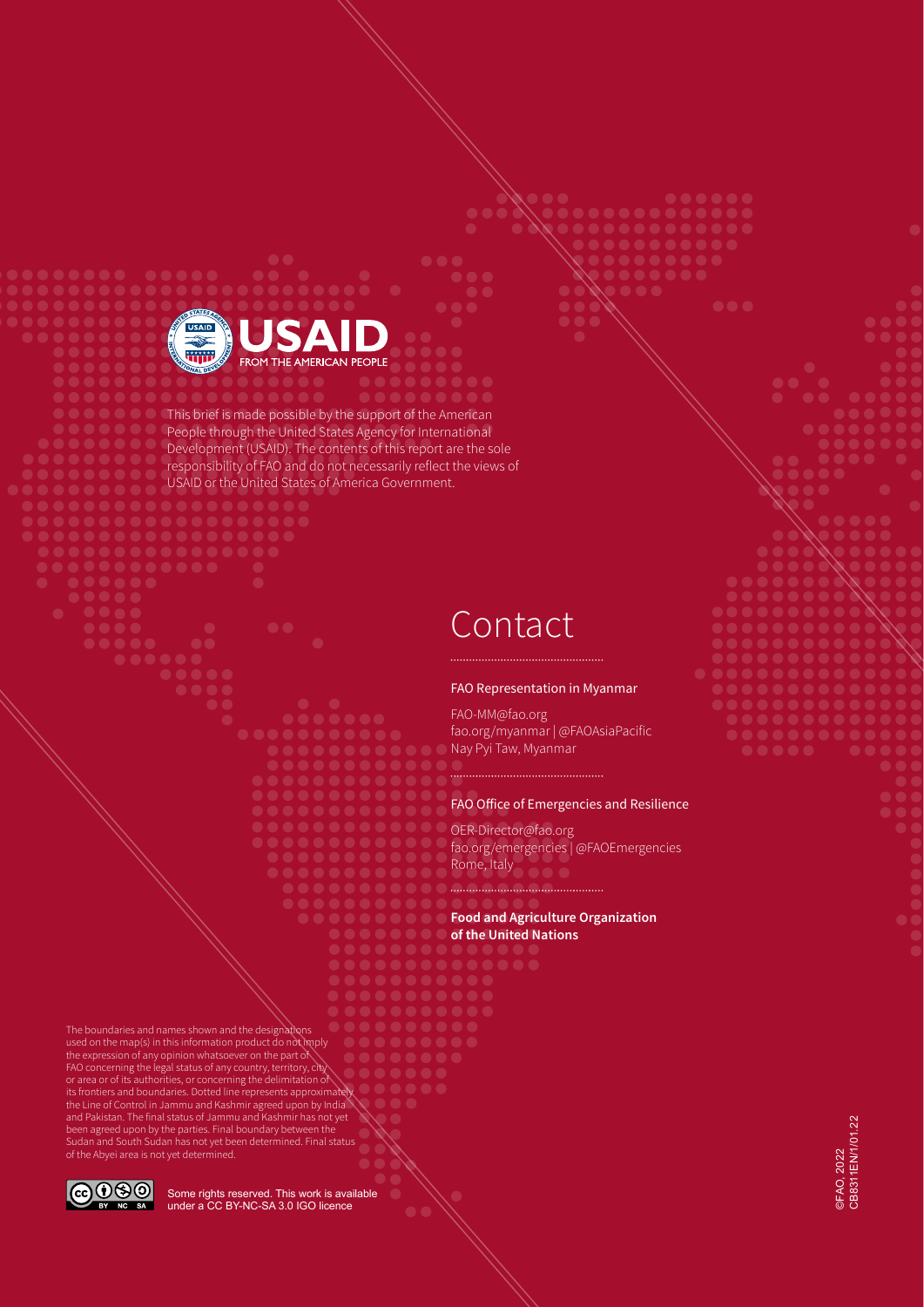USAID FROM THE AMERICAN PEOPLE

This brief is made possible by the support of the American People through the United States Agency for International Development (USAID). The contents of this report are the sole responsibility of FAO and do not necessarily reflect the views of USAID or the United States of America Government.

# Contact

**FAO Representation in Myanmar**

FAO-MM@fao.org
fao.org/myanmar | @FAOAsiaPacific
Nay Pyi Taw, Myanmar

**FAO Office of Emergencies and Resilience**

OER-Director@fao.org
fao.org/emergencies | @FAOEmergencies
Rome, Italy

**Food and Agriculture Organization of the United Nations**

The boundaries and names shown and the designations used on the map(s) in this information product do not imply the expression of any opinion whatsoever on the part of FAO concerning the legal status of any country, territory, city or area or of its authorities, or concerning the delimitation of its frontiers and boundaries. Dotted line represents approximately the Line of Control in Jammu and Kashmir agreed upon by India and Pakistan. The final status of Jammu and Kashmir has not yet been agreed upon by the parties. Final boundary between the Sudan and South Sudan has not yet been determined. Final status of the Abyei area is not yet determined.

Some rights reserved. This work is available under a CC BY-NC-SA 3.0 IGO licence

©FAO, 2022
CB8311EN/1/01.22